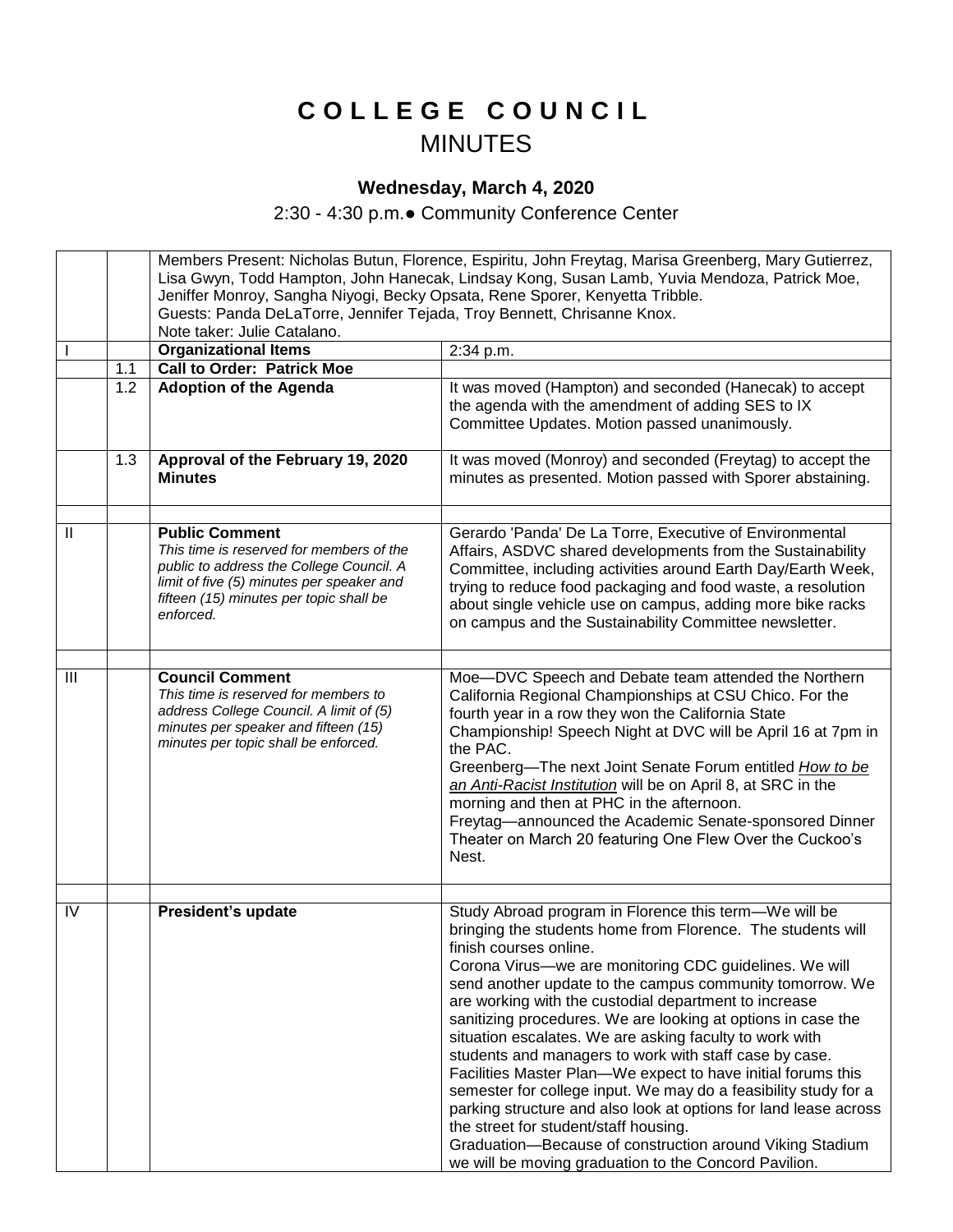# C O L L E G E  C O U N C I L

## MINUTES

### Wednesday, March 4, 2020

2:30 - 4:30 p.m.● Community Conference Center

| | | | |
|---|---|---|---|
| | | Members Present: Nicholas Butun, Florence, Espiritu, John Freytag, Marisa Greenberg, Mary Gutierrez, Lisa Gwyn, Todd Hampton, John Hanecak, Lindsay Kong, Susan Lamb, Yuvia Mendoza, Patrick Moe, Jeniffer Monroy, Sangha Niyogi, Becky Opsata, Rene Sporer, Kenyetta Tribble.<br>Guests: Panda DeLaTorre, Jennifer Tejada, Troy Bennett, Chrisanne Knox.<br>Note taker: Julie Catalano. | |
| I | | **Organizational Items** | 2:34 p.m. |
| | 1.1 | **Call to Order: Patrick Moe** | |
| | 1.2 | **Adoption of the Agenda** | It was moved (Hampton) and seconded (Hanecak) to accept the agenda with the amendment of adding SES to IX Committee Updates. Motion passed unanimously. |
| | 1.3 | **Approval of the February 19, 2020 Minutes** | It was moved (Monroy) and seconded (Freytag) to accept the minutes as presented. Motion passed with Sporer abstaining. |
| | | | |
| II | | **Public Comment**<br>*This time is reserved for members of the public to address the College Council. A limit of five (5) minutes per speaker and fifteen (15) minutes per topic shall be enforced.* | Gerardo 'Panda' De La Torre, Executive of Environmental Affairs, ASDVC shared developments from the Sustainability Committee, including activities around Earth Day/Earth Week, trying to reduce food packaging and food waste, a resolution about single vehicle use on campus, adding more bike racks on campus and the Sustainability Committee newsletter. |
| | | | |
| III | | **Council Comment**<br>*This time is reserved for members to address College Council. A limit of (5) minutes per speaker and fifteen (15) minutes per topic shall be enforced.* | Moe—DVC Speech and Debate team attended the Northern California Regional Championships at CSU Chico. For the fourth year in a row they won the California State Championship! Speech Night at DVC will be April 16 at 7pm in the PAC.<br>Greenberg—The next Joint Senate Forum entitled *How to be an Anti-Racist Institution* will be on April 8, at SRC in the morning and then at PHC in the afternoon.<br>Freytag—announced the Academic Senate-sponsored Dinner Theater on March 20 featuring One Flew Over the Cuckoo's Nest. |
| | | | |
| IV | | **President's update** | Study Abroad program in Florence this term—We will be bringing the students home from Florence. The students will finish courses online.<br>Corona Virus—we are monitoring CDC guidelines. We will send another update to the campus community tomorrow. We are working with the custodial department to increase sanitizing procedures. We are looking at options in case the situation escalates. We are asking faculty to work with students and managers to work with staff case by case.<br>Facilities Master Plan—We expect to have initial forums this semester for college input. We may do a feasibility study for a parking structure and also look at options for land lease across the street for student/staff housing.<br>Graduation—Because of construction around Viking Stadium we will be moving graduation to the Concord Pavilion. |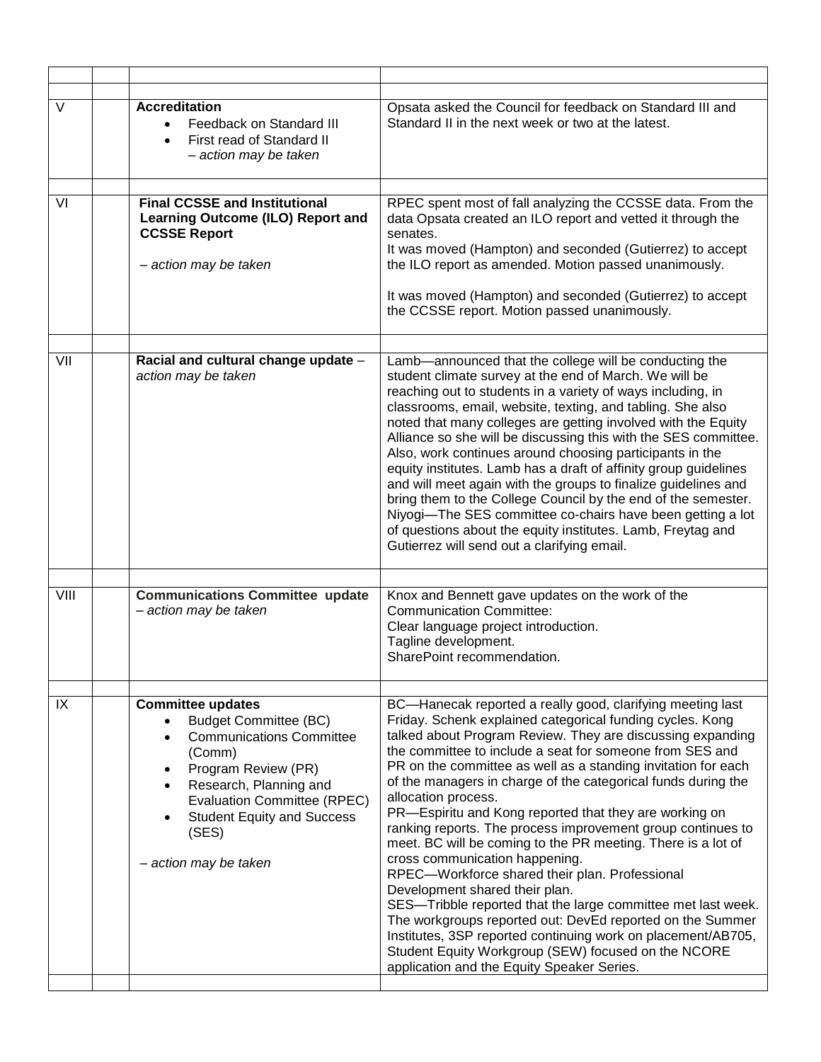| | | | |
|---|---|---|---|
| V | | **Accreditation**<br>• Feedback on Standard III<br>• First read of Standard II<br>*– action may be taken* | Opsata asked the Council for feedback on Standard III and Standard II in the next week or two at the latest. |
| VI | | **Final CCSSE and Institutional Learning Outcome (ILO) Report and CCSSE Report**<br><br>*– action may be taken* | RPEC spent most of fall analyzing the CCSSE data. From the data Opsata created an ILO report and vetted it through the senates.<br>It was moved (Hampton) and seconded (Gutierrez) to accept the ILO report as amended. Motion passed unanimously.<br><br>It was moved (Hampton) and seconded (Gutierrez) to accept the CCSSE report. Motion passed unanimously. |
| VII | | **Racial and cultural change update** – *action may be taken* | Lamb—announced that the college will be conducting the student climate survey at the end of March. We will be reaching out to students in a variety of ways including, in classrooms, email, website, texting, and tabling. She also noted that many colleges are getting involved with the Equity Alliance so she will be discussing this with the SES committee. Also, work continues around choosing participants in the equity institutes. Lamb has a draft of affinity group guidelines and will meet again with the groups to finalize guidelines and bring them to the College Council by the end of the semester.<br>Niyogi—The SES committee co-chairs have been getting a lot of questions about the equity institutes. Lamb, Freytag and Gutierrez will send out a clarifying email. |
| VIII | | **Communications Committee update** *– action may be taken* | Knox and Bennett gave updates on the work of the Communication Committee:<br>Clear language project introduction.<br>Tagline development.<br>SharePoint recommendation. |
| IX | | **Committee updates**<br>• Budget Committee (BC)<br>• Communications Committee (Comm)<br>• Program Review (PR)<br>• Research, Planning and Evaluation Committee (RPEC)<br>• Student Equity and Success (SES)<br><br>*– action may be taken* | BC—Hanecak reported a really good, clarifying meeting last Friday. Schenk explained categorical funding cycles. Kong talked about Program Review. They are discussing expanding the committee to include a seat for someone from SES and PR on the committee as well as a standing invitation for each of the managers in charge of the categorical funds during the allocation process.<br>PR—Espiritu and Kong reported that they are working on ranking reports. The process improvement group continues to meet. BC will be coming to the PR meeting. There is a lot of cross communication happening.<br>RPEC—Workforce shared their plan. Professional Development shared their plan.<br>SES—Tribble reported that the large committee met last week. The workgroups reported out: DevEd reported on the Summer Institutes, 3SP reported continuing work on placement/AB705, Student Equity Workgroup (SEW) focused on the NCORE application and the Equity Speaker Series. |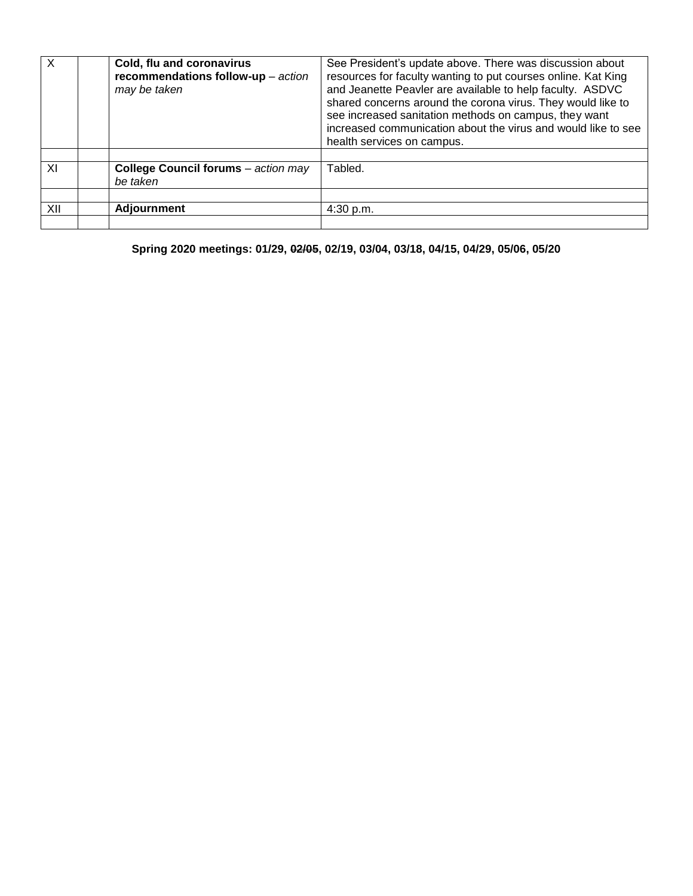| | | | |
|---|---|---|---|
| X | | **Cold, flu and coronavirus recommendations follow-up** – *action may be taken* | See President's update above. There was discussion about resources for faculty wanting to put courses online. Kat King and Jeanette Peavler are available to help faculty. ASDVC shared concerns around the corona virus. They would like to see increased sanitation methods on campus, they want increased communication about the virus and would like to see health services on campus. |
| | | | |
| XI | | **College Council forums** – *action may be taken* | Tabled. |
| | | | |
| XII | | **Adjournment** | 4:30 p.m. |
| | | | |

**Spring 2020 meetings: 01/29, ~~02/05~~, 02/19, 03/04, 03/18, 04/15, 04/29, 05/06, 05/20**